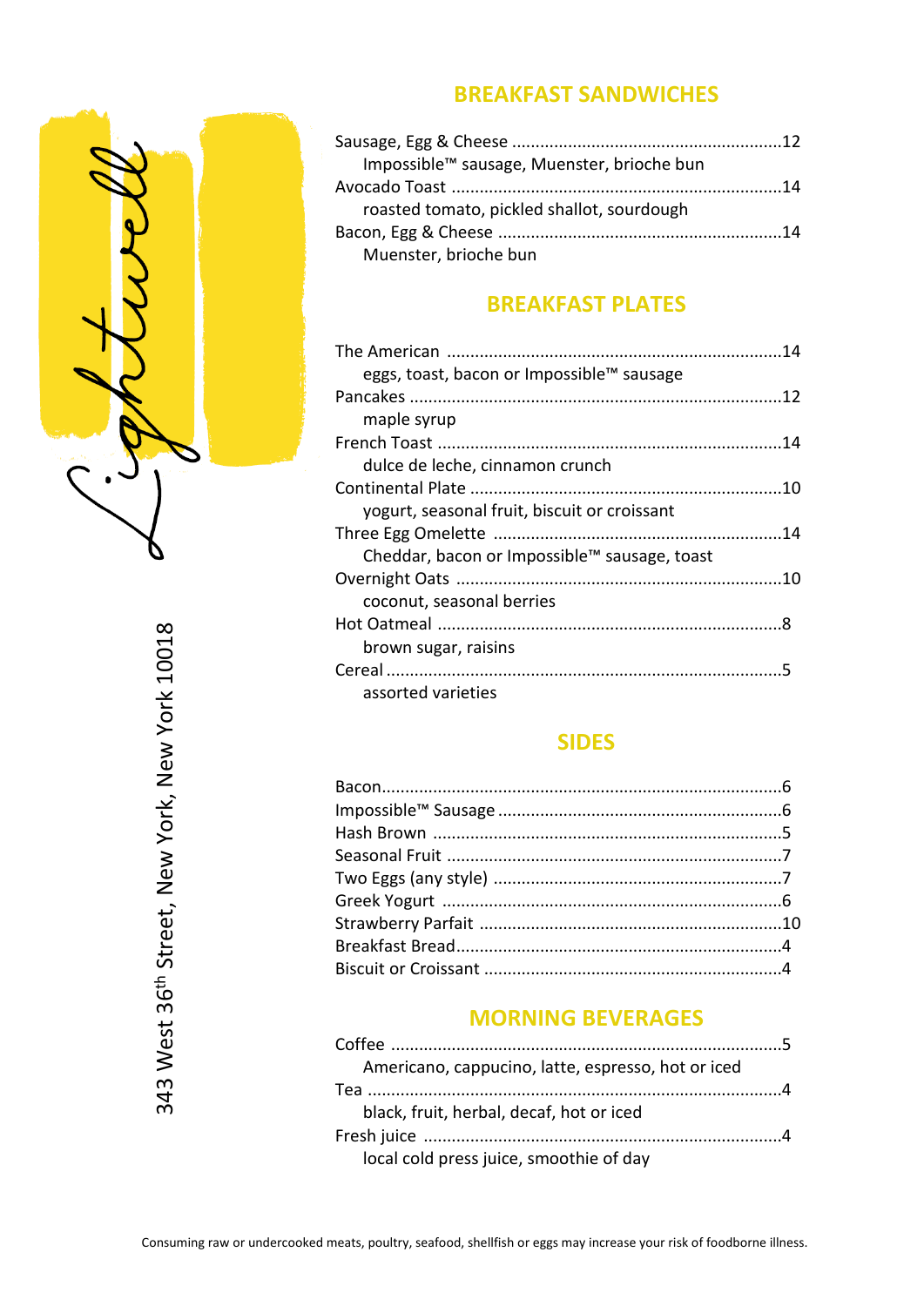Lightwell

343 West 36th Street, New York, New York 10018

## BREAKFAST SANDWICHES

Sausage, Egg & Cheese ........................................................12
Impossible™ sausage, Muenster, brioche bun

Avocado Toast ........................................................14
roasted tomato, pickled shallot, sourdough

Bacon, Egg & Cheese ........................................................14
Muenster, brioche bun

## BREAKFAST PLATES

The American ........................................................14
eggs, toast, bacon or Impossible™ sausage

Pancakes ........................................................12
maple syrup

French Toast ........................................................14
dulce de leche, cinnamon crunch

Continental Plate ........................................................10
yogurt, seasonal fruit, biscuit or croissant

Three Egg Omelette ........................................................14
Cheddar, bacon or Impossible™ sausage, toast

Overnight Oats ........................................................10
coconut, seasonal berries

Hot Oatmeal ........................................................8
brown sugar, raisins

Cereal ........................................................5
assorted varieties

## SIDES

Bacon........................................................6
Impossible™ Sausage ........................................................6
Hash Brown ........................................................5
Seasonal Fruit ........................................................7
Two Eggs (any style) ........................................................7
Greek Yogurt ........................................................6
Strawberry Parfait ........................................................10
Breakfast Bread........................................................4
Biscuit or Croissant ........................................................4

## MORNING BEVERAGES

Coffee ........................................................5
Americano, cappucino, latte, espresso, hot or iced

Tea ........................................................4
black, fruit, herbal, decaf, hot or iced

Fresh juice ........................................................4
local cold press juice, smoothie of day

Consuming raw or undercooked meats, poultry, seafood, shellfish or eggs may increase your risk of foodborne illness.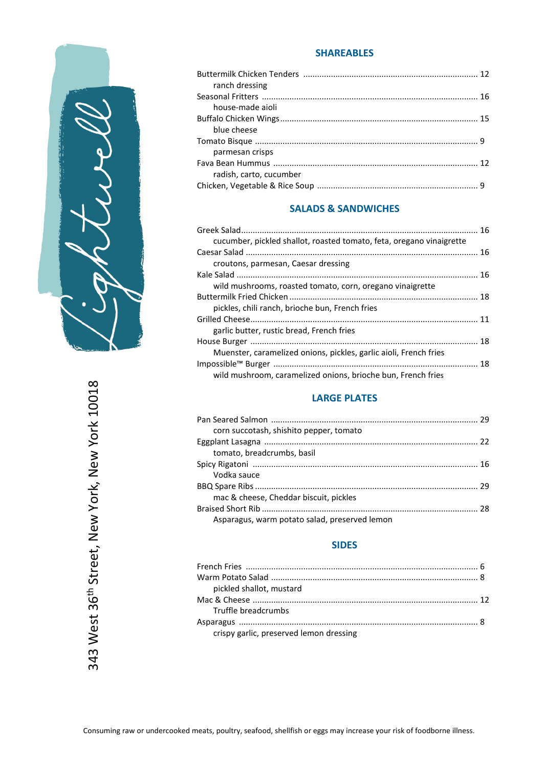Lightwell

343 West 36th Street, New York, New York 10018

## SHAREABLES

Buttermilk Chicken Tenders ........ 12
ranch dressing

Seasonal Fritters ........ 16
house-made aioli

Buffalo Chicken Wings ........ 15
blue cheese

Tomato Bisque ........ 9
parmesan crisps

Fava Bean Hummus ........ 12
radish, carto, cucumber

Chicken, Vegetable & Rice Soup ........ 9

## SALADS & SANDWICHES

Greek Salad ........ 16
cucumber, pickled shallot, roasted tomato, feta, oregano vinaigrette

Caesar Salad ........ 16
croutons, parmesan, Caesar dressing

Kale Salad ........ 16
wild mushrooms, roasted tomato, corn, oregano vinaigrette

Buttermilk Fried Chicken ........ 18
pickles, chili ranch, brioche bun, French fries

Grilled Cheese ........ 11
garlic butter, rustic bread, French fries

House Burger ........ 18
Muenster, caramelized onions, pickles, garlic aioli, French fries

Impossible™ Burger ........ 18
wild mushroom, caramelized onions, brioche bun, French fries

## LARGE PLATES

Pan Seared Salmon ........ 29
corn succotash, shishito pepper, tomato

Eggplant Lasagna ........ 22
tomato, breadcrumbs, basil

Spicy Rigatoni ........ 16
Vodka sauce

BBQ Spare Ribs ........ 29
mac & cheese, Cheddar biscuit, pickles

Braised Short Rib ........ 28
Asparagus, warm potato salad, preserved lemon

## SIDES

French Fries ........ 6

Warm Potato Salad ........ 8
pickled shallot, mustard

Mac & Cheese ........ 12
Truffle breadcrumbs

Asparagus ........ 8
crispy garlic, preserved lemon dressing

Consuming raw or undercooked meats, poultry, seafood, shellfish or eggs may increase your risk of foodborne illness.